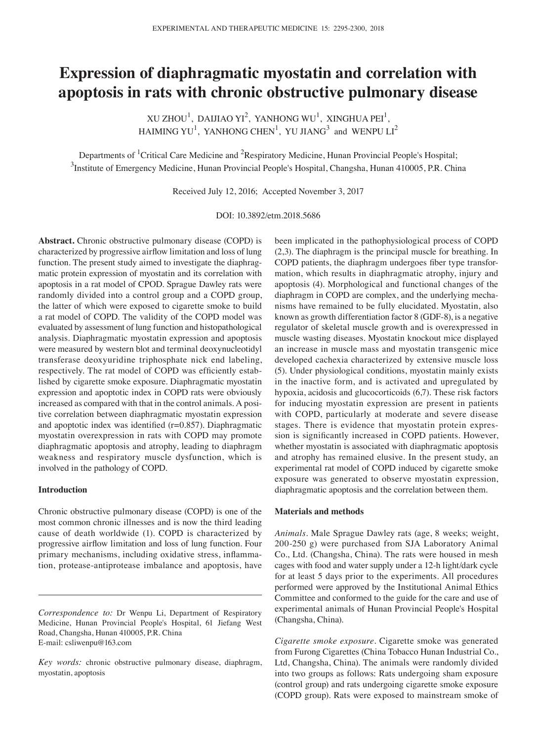# Expression of diaphragmatic myostatin and correlation with apoptosis in rats with chronic obstructive pulmonary disease

XU ZHOU[1], DAIJIAO YI[2], YANHONG WU[1], XINGHUA PEI[1], HAIMING YU[1], YANHONG CHEN[1], YU JIANG[3] and WENPU LI[2]

Departments of [1]Critical Care Medicine and [2]Respiratory Medicine, Hunan Provincial People's Hospital; [3]Institute of Emergency Medicine, Hunan Provincial People's Hospital, Changsha, Hunan 410005, P.R. China

Received July 12, 2016; Accepted November 3, 2017

DOI: 10.3892/etm.2018.5686

**Abstract.** Chronic obstructive pulmonary disease (COPD) is characterized by progressive airflow limitation and loss of lung function. The present study aimed to investigate the diaphragmatic protein expression of myostatin and its correlation with apoptosis in a rat model of CPOD. Sprague Dawley rats were randomly divided into a control group and a COPD group, the latter of which were exposed to cigarette smoke to build a rat model of COPD. The validity of the COPD model was evaluated by assessment of lung function and histopathological analysis. Diaphragmatic myostatin expression and apoptosis were measured by western blot and terminal deoxynucleotidyl transferase deoxyuridine triphosphate nick end labeling, respectively. The rat model of COPD was efficiently established by cigarette smoke exposure. Diaphragmatic myostatin expression and apoptotic index in COPD rats were obviously increased as compared with that in the control animals. A positive correlation between diaphragmatic myostatin expression and apoptotic index was identified (r=0.857). Diaphragmatic myostatin overexpression in rats with COPD may promote diaphragmatic apoptosis and atrophy, leading to diaphragm weakness and respiratory muscle dysfunction, which is involved in the pathology of COPD.

## Introduction

Chronic obstructive pulmonary disease (COPD) is one of the most common chronic illnesses and is now the third leading cause of death worldwide (1). COPD is characterized by progressive airflow limitation and loss of lung function. Four primary mechanisms, including oxidative stress, inflammation, protease-antiprotease imbalance and apoptosis, have been implicated in the pathophysiological process of COPD (2,3). The diaphragm is the principal muscle for breathing. In COPD patients, the diaphragm undergoes fiber type transformation, which results in diaphragmatic atrophy, injury and apoptosis (4). Morphological and functional changes of the diaphragm in COPD are complex, and the underlying mechanisms have remained to be fully elucidated. Myostatin, also known as growth differentiation factor 8 (GDF-8), is a negative regulator of skeletal muscle growth and is overexpressed in muscle wasting diseases. Myostatin knockout mice displayed an increase in muscle mass and myostatin transgenic mice developed cachexia characterized by extensive muscle loss (5). Under physiological conditions, myostatin mainly exists in the inactive form, and is activated and upregulated by hypoxia, acidosis and glucocorticoids (6,7). These risk factors for inducing myostatin expression are present in patients with COPD, particularly at moderate and severe disease stages. There is evidence that myostatin protein expression is significantly increased in COPD patients. However, whether myostatin is associated with diaphragmatic apoptosis and atrophy has remained elusive. In the present study, an experimental rat model of COPD induced by cigarette smoke exposure was generated to observe myostatin expression, diaphragmatic apoptosis and the correlation between them.

## Materials and methods

*Animals.* Male Sprague Dawley rats (age, 8 weeks; weight, 200-250 g) were purchased from SJA Laboratory Animal Co., Ltd. (Changsha, China). The rats were housed in mesh cages with food and water supply under a 12-h light/dark cycle for at least 5 days prior to the experiments. All procedures performed were approved by the Institutional Animal Ethics Committee and conformed to the guide for the care and use of experimental animals of Hunan Provincial People's Hospital (Changsha, China).

*Cigarette smoke exposure.* Cigarette smoke was generated from Furong Cigarettes (China Tobacco Hunan Industrial Co., Ltd, Changsha, China). The animals were randomly divided into two groups as follows: Rats undergoing sham exposure (control group) and rats undergoing cigarette smoke exposure (COPD group). Rats were exposed to mainstream smoke of

*Correspondence to:* Dr Wenpu Li, Department of Respiratory Medicine, Hunan Provincial People's Hospital, 61 Jiefang West Road, Changsha, Hunan 410005, P.R. China
E-mail: csliwenpu@163.com

*Key words:* chronic obstructive pulmonary disease, diaphragm, myostatin, apoptosis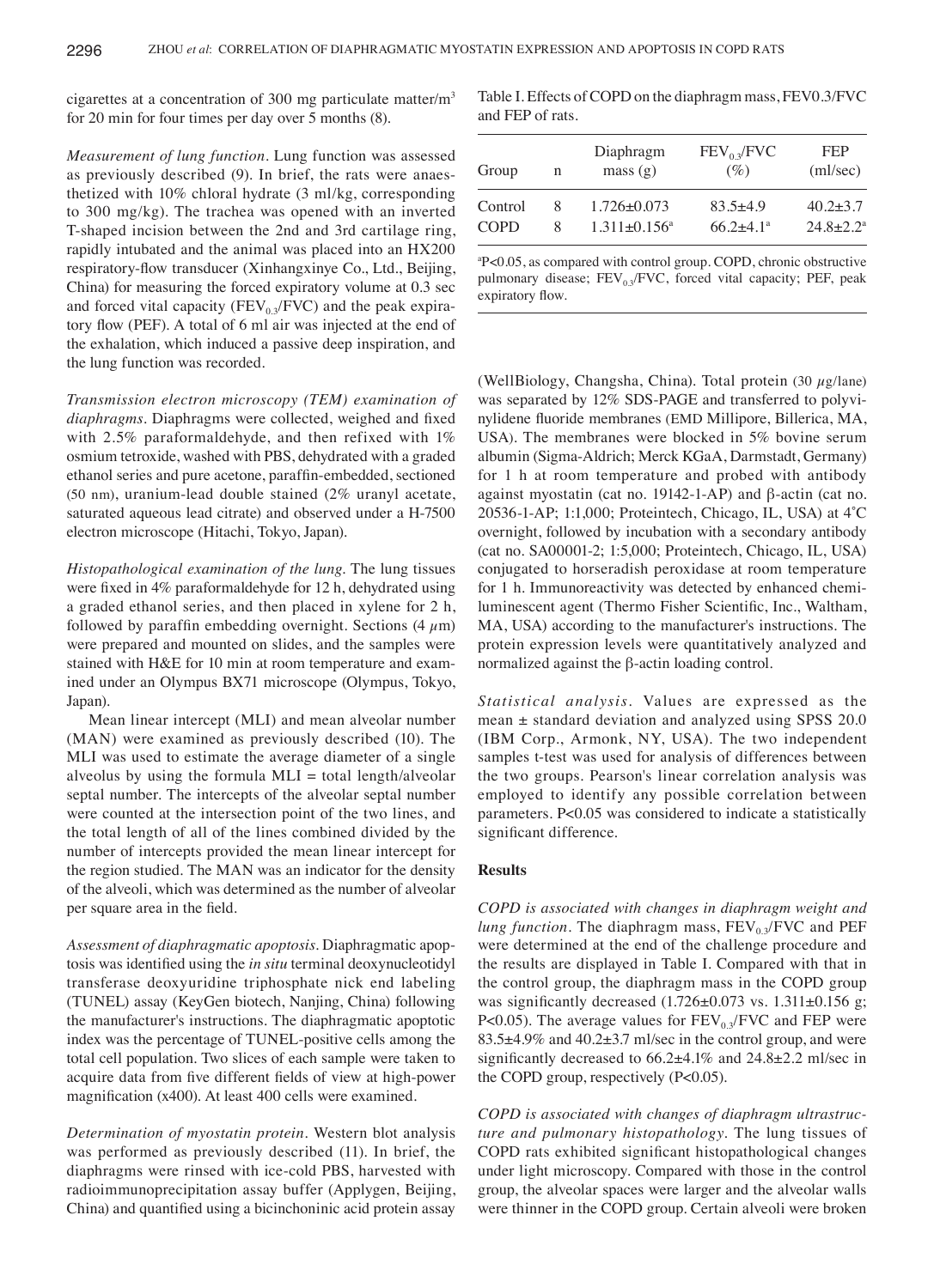cigarettes at a concentration of 300 mg particulate matter/$m^3$ for 20 min for four times per day over 5 months (8).

*Measurement of lung function.* Lung function was assessed as previously described (9). In brief, the rats were anaesthetized with 10% chloral hydrate (3 ml/kg, corresponding to 300 mg/kg). The trachea was opened with an inverted T-shaped incision between the 2nd and 3rd cartilage ring, rapidly intubated and the animal was placed into an HX200 respiratory-flow transducer (Xinhangxinye Co., Ltd., Beijing, China) for measuring the forced expiratory volume at 0.3 sec and forced vital capacity ($FEV_{0.3}$/FVC) and the peak expiratory flow (PEF). A total of 6 ml air was injected at the end of the exhalation, which induced a passive deep inspiration, and the lung function was recorded.

*Transmission electron microscopy (TEM) examination of diaphragms.* Diaphragms were collected, weighed and fixed with 2.5% paraformaldehyde, and then refixed with 1% osmium tetroxide, washed with PBS, dehydrated with a graded ethanol series and pure acetone, paraffin-embedded, sectioned (50 nm), uranium-lead double stained (2% uranyl acetate, saturated aqueous lead citrate) and observed under a H-7500 electron microscope (Hitachi, Tokyo, Japan).

*Histopathological examination of the lung.* The lung tissues were fixed in 4% paraformaldehyde for 12 h, dehydrated using a graded ethanol series, and then placed in xylene for 2 h, followed by paraffin embedding overnight. Sections (4 $\mu$m) were prepared and mounted on slides, and the samples were stained with H&E for 10 min at room temperature and examined under an Olympus BX71 microscope (Olympus, Tokyo, Japan).

Mean linear intercept (MLI) and mean alveolar number (MAN) were examined as previously described (10). The MLI was used to estimate the average diameter of a single alveolus by using the formula MLI = total length/alveolar septal number. The intercepts of the alveolar septal number were counted at the intersection point of the two lines, and the total length of all of the lines combined divided by the number of intercepts provided the mean linear intercept for the region studied. The MAN was an indicator for the density of the alveoli, which was determined as the number of alveolar per square area in the field.

*Assessment of diaphragmatic apoptosis.* Diaphragmatic apoptosis was identified using the *in situ* terminal deoxynucleotidyl transferase deoxyuridine triphosphate nick end labeling (TUNEL) assay (KeyGen biotech, Nanjing, China) following the manufacturer's instructions. The diaphragmatic apoptotic index was the percentage of TUNEL-positive cells among the total cell population. Two slices of each sample were taken to acquire data from five different fields of view at high-power magnification (x400). At least 400 cells were examined.

*Determination of myostatin protein.* Western blot analysis was performed as previously described (11). In brief, the diaphragms were rinsed with ice-cold PBS, harvested with radioimmunoprecipitation assay buffer (Applygen, Beijing, China) and quantified using a bicinchoninic acid protein assay (WellBiology, Changsha, China). Total protein (30 $\mu$g/lane) was separated by 12% SDS-PAGE and transferred to polyvinylidene fluoride membranes (EMD Millipore, Billerica, MA, USA). The membranes were blocked in 5% bovine serum albumin (Sigma-Aldrich; Merck KGaA, Darmstadt, Germany) for 1 h at room temperature and probed with antibody against myostatin (cat no. 19142-1-AP) and β-actin (cat no. 20536-1-AP; 1:1,000; Proteintech, Chicago, IL, USA) at 4˚C overnight, followed by incubation with a secondary antibody (cat no. SA00001-2; 1:5,000; Proteintech, Chicago, IL, USA) conjugated to horseradish peroxidase at room temperature for 1 h. Immunoreactivity was detected by enhanced chemiluminescent agent (Thermo Fisher Scientific, Inc., Waltham, MA, USA) according to the manufacturer's instructions. The protein expression levels were quantitatively analyzed and normalized against the β-actin loading control.

*Statistical analysis.* Values are expressed as the mean ± standard deviation and analyzed using SPSS 20.0 (IBM Corp., Armonk, NY, USA). The two independent samples t-test was used for analysis of differences between the two groups. Pearson's linear correlation analysis was employed to identify any possible correlation between parameters. P<0.05 was considered to indicate a statistically significant difference.

Table I. Effects of COPD on the diaphragm mass, FEV0.3/FVC and FEP of rats.

| Group | n | Diaphragm mass (g) | $FEV_{0.3}$/FVC (%) | FEP (ml/sec) |
|---|---|---|---|---|
| Control | 8 | 1.726±0.073 | 83.5±4.9 | 40.2±3.7 |
| COPD | 8 | 1.311±0.156[a] | 66.2±4.1[a] | 24.8±2.2[a] |

[a]P<0.05, as compared with control group. COPD, chronic obstructive pulmonary disease; $FEV_{0.3}$/FVC, forced vital capacity; PEF, peak expiratory flow.

## Results

*COPD is associated with changes in diaphragm weight and lung function.* The diaphragm mass, $FEV_{0.3}$/FVC and PEF were determined at the end of the challenge procedure and the results are displayed in Table I. Compared with that in the control group, the diaphragm mass in the COPD group was significantly decreased (1.726±0.073 vs. 1.311±0.156 g; P<0.05). The average values for $FEV_{0.3}$/FVC and FEP were 83.5±4.9% and 40.2±3.7 ml/sec in the control group, and were significantly decreased to 66.2±4.1% and 24.8±2.2 ml/sec in the COPD group, respectively (P<0.05).

*COPD is associated with changes of diaphragm ultrastructure and pulmonary histopathology.* The lung tissues of COPD rats exhibited significant histopathological changes under light microscopy. Compared with those in the control group, the alveolar spaces were larger and the alveolar walls were thinner in the COPD group. Certain alveoli were broken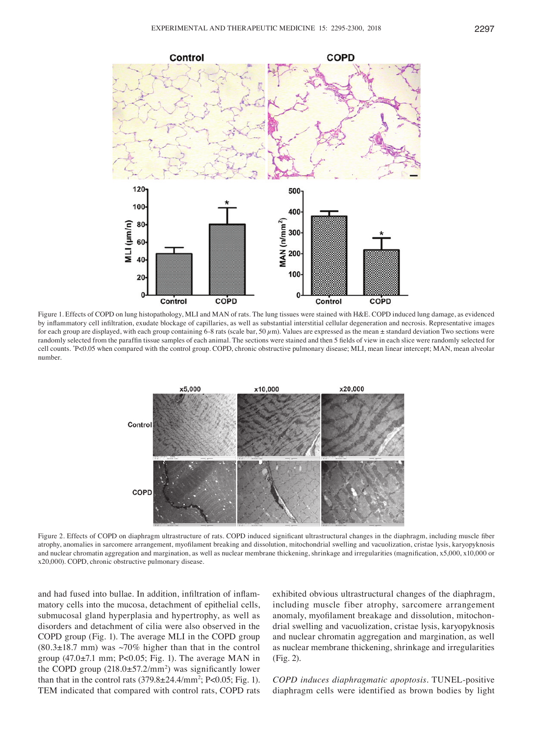Figure 1. Effects of COPD on lung histopathology, MLI and MAN of rats. The lung tissues were stained with H&E. COPD induced lung damage, as evidenced by inflammatory cell infiltration, exudate blockage of capillaries, as well as substantial interstitial cellular degeneration and necrosis. Representative images for each group are displayed, with each group containing 6-8 rats (scale bar, 50 $\mu$m). Values are expressed as the mean ± standard deviation Two sections were randomly selected from the paraffin tissue samples of each animal. The sections were stained and then 5 fields of view in each slice were randomly selected for cell counts. *P<0.05 when compared with the control group. COPD, chronic obstructive pulmonary disease; MLI, mean linear intercept; MAN, mean alveolar number.

Figure 2. Effects of COPD on diaphragm ultrastructure of rats. COPD induced significant ultrastructural changes in the diaphragm, including muscle fiber atrophy, anomalies in sarcomere arrangement, myofilament breaking and dissolution, mitochondrial swelling and vacuolization, cristae lysis, karyopyknosis and nuclear chromatin aggregation and margination, as well as nuclear membrane thickening, shrinkage and irregularities (magnification, x5,000, x10,000 or x20,000). COPD, chronic obstructive pulmonary disease.

and had fused into bullae. In addition, infiltration of inflammatory cells into the mucosa, detachment of epithelial cells, submucosal gland hyperplasia and hypertrophy, as well as disorders and detachment of cilia were also observed in the COPD group (Fig. 1). The average MLI in the COPD group (80.3±18.7 mm) was ~70% higher than that in the control group (47.0±7.1 mm; P<0.05; Fig. 1). The average MAN in the COPD group (218.0±57.2/mm$^2$) was significantly lower than that in the control rats (379.8±24.4/mm$^2$; P<0.05; Fig. 1). TEM indicated that compared with control rats, COPD rats exhibited obvious ultrastructural changes of the diaphragm, including muscle fiber atrophy, sarcomere arrangement anomaly, myofilament breakage and dissolution, mitochondrial swelling and vacuolization, cristae lysis, karyopyknosis and nuclear chromatin aggregation and margination, as well as nuclear membrane thickening, shrinkage and irregularities (Fig. 2).

*COPD induces diaphragmatic apoptosis*. TUNEL-positive diaphragm cells were identified as brown bodies by light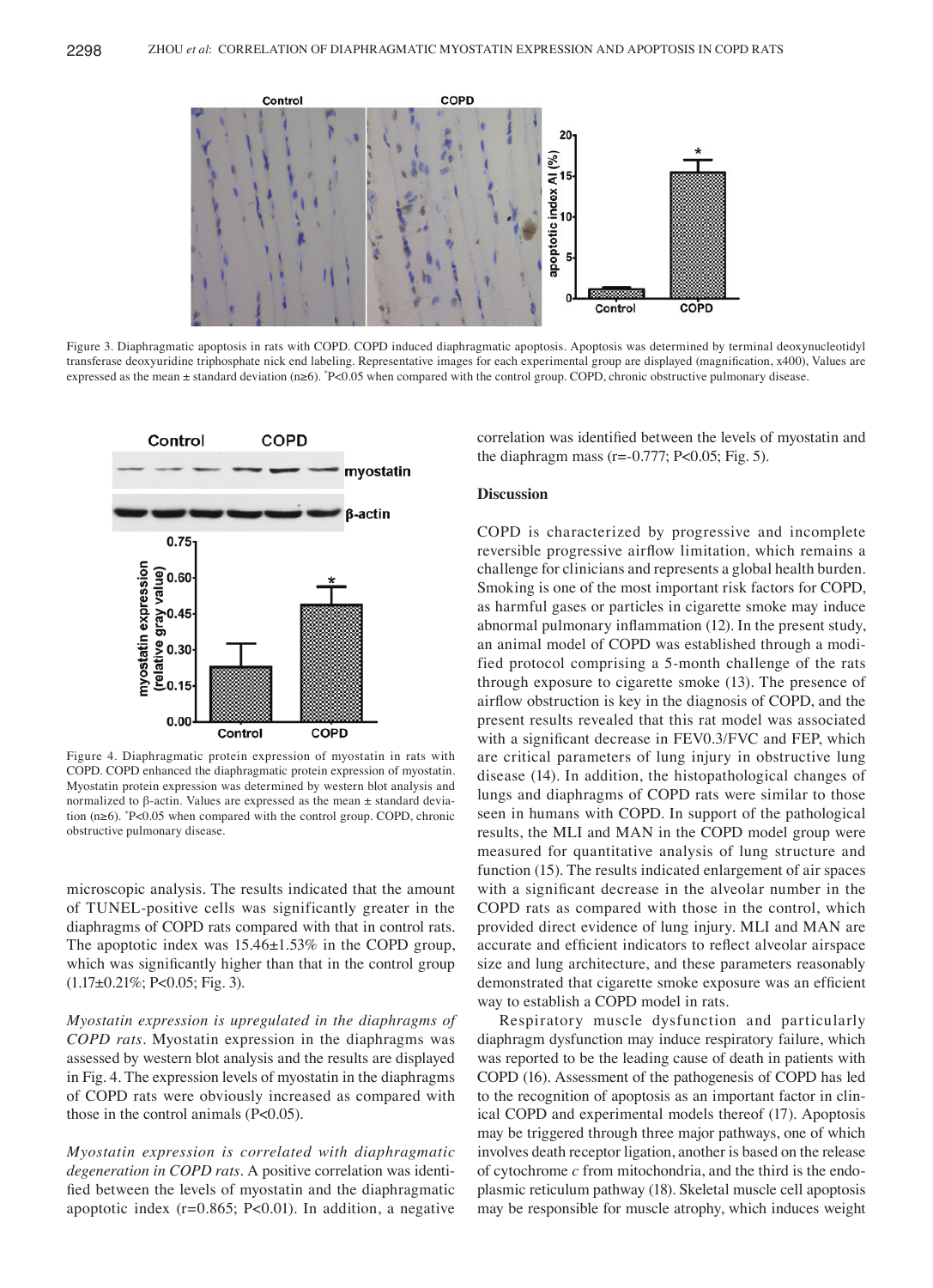Figure 3. Diaphragmatic apoptosis in rats with COPD. COPD induced diaphragmatic apoptosis. Apoptosis was determined by terminal deoxynucleotidyl transferase deoxyuridine triphosphate nick end labeling. Representative images for each experimental group are displayed (magnification, x400), Values are expressed as the mean ± standard deviation (n≥6). *P<0.05 when compared with the control group. COPD, chronic obstructive pulmonary disease.

Figure 4. Diaphragmatic protein expression of myostatin in rats with COPD. COPD enhanced the diaphragmatic protein expression of myostatin. Myostatin protein expression was determined by western blot analysis and normalized to β-actin. Values are expressed as the mean ± standard deviation (n≥6). *P<0.05 when compared with the control group. COPD, chronic obstructive pulmonary disease.

microscopic analysis. The results indicated that the amount of TUNEL-positive cells was significantly greater in the diaphragms of COPD rats compared with that in control rats. The apoptotic index was 15.46±1.53% in the COPD group, which was significantly higher than that in the control group (1.17±0.21%; P<0.05; Fig. 3).

*Myostatin expression is upregulated in the diaphragms of COPD rats.* Myostatin expression in the diaphragms was assessed by western blot analysis and the results are displayed in Fig. 4. The expression levels of myostatin in the diaphragms of COPD rats were obviously increased as compared with those in the control animals (P<0.05).

*Myostatin expression is correlated with diaphragmatic degeneration in COPD rats.* A positive correlation was identified between the levels of myostatin and the diaphragmatic apoptotic index (r=0.865; P<0.01). In addition, a negative correlation was identified between the levels of myostatin and the diaphragm mass (r=-0.777; P<0.05; Fig. 5).

## Discussion

COPD is characterized by progressive and incomplete reversible progressive airflow limitation, which remains a challenge for clinicians and represents a global health burden. Smoking is one of the most important risk factors for COPD, as harmful gases or particles in cigarette smoke may induce abnormal pulmonary inflammation (12). In the present study, an animal model of COPD was established through a modified protocol comprising a 5-month challenge of the rats through exposure to cigarette smoke (13). The presence of airflow obstruction is key in the diagnosis of COPD, and the present results revealed that this rat model was associated with a significant decrease in FEV0.3/FVC and FEP, which are critical parameters of lung injury in obstructive lung disease (14). In addition, the histopathological changes of lungs and diaphragms of COPD rats were similar to those seen in humans with COPD. In support of the pathological results, the MLI and MAN in the COPD model group were measured for quantitative analysis of lung structure and function (15). The results indicated enlargement of air spaces with a significant decrease in the alveolar number in the COPD rats as compared with those in the control, which provided direct evidence of lung injury. MLI and MAN are accurate and efficient indicators to reflect alveolar airspace size and lung architecture, and these parameters reasonably demonstrated that cigarette smoke exposure was an efficient way to establish a COPD model in rats.

Respiratory muscle dysfunction and particularly diaphragm dysfunction may induce respiratory failure, which was reported to be the leading cause of death in patients with COPD (16). Assessment of the pathogenesis of COPD has led to the recognition of apoptosis as an important factor in clinical COPD and experimental models thereof (17). Apoptosis may be triggered through three major pathways, one of which involves death receptor ligation, another is based on the release of cytochrome *c* from mitochondria, and the third is the endoplasmic reticulum pathway (18). Skeletal muscle cell apoptosis may be responsible for muscle atrophy, which induces weight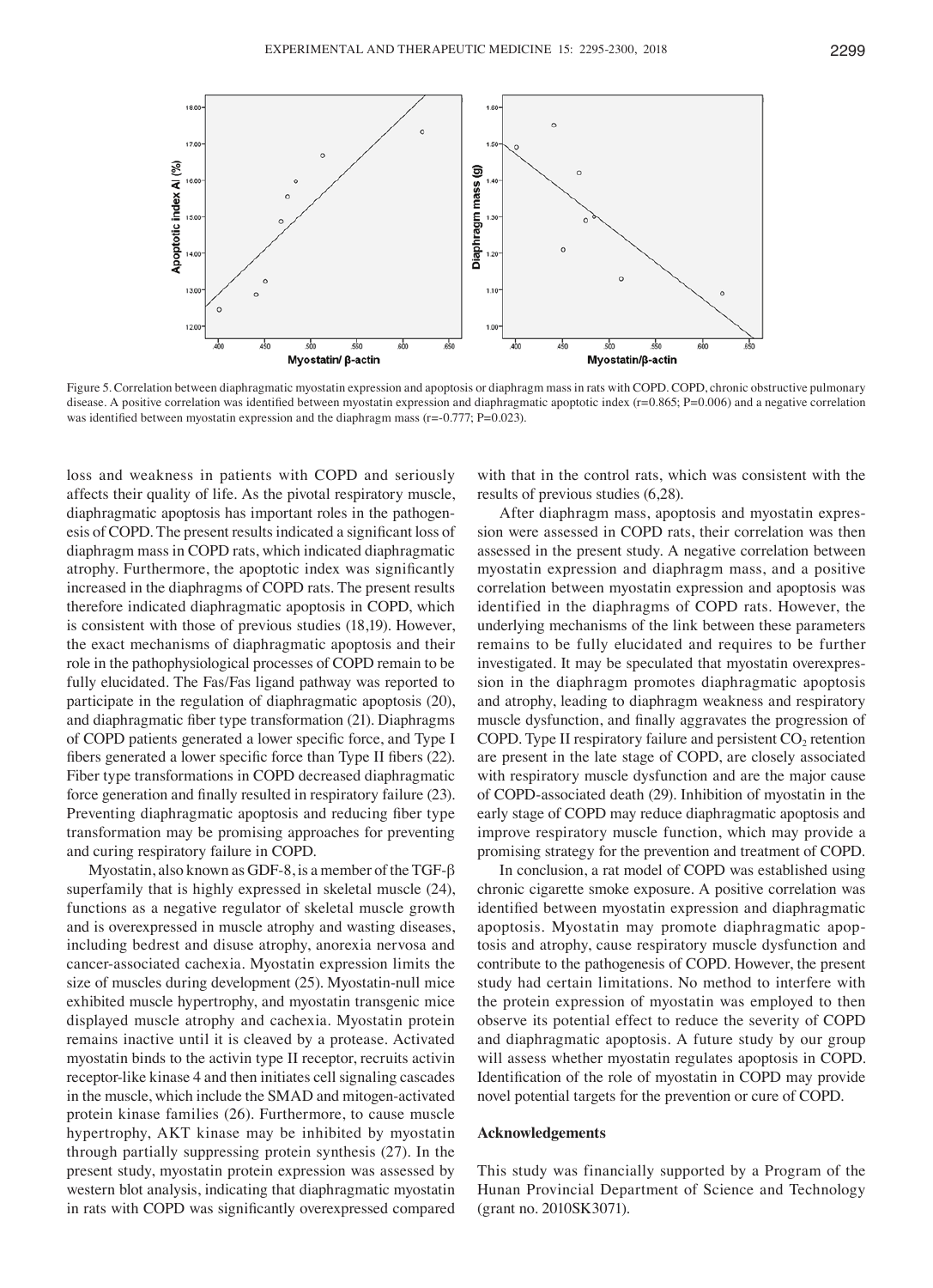Figure 5. Correlation between diaphragmatic myostatin expression and apoptosis or diaphragm mass in rats with COPD. COPD, chronic obstructive pulmonary disease. A positive correlation was identified between myostatin expression and diaphragmatic apoptotic index (r=0.865; P=0.006) and a negative correlation was identified between myostatin expression and the diaphragm mass (r=-0.777; P=0.023).

loss and weakness in patients with COPD and seriously affects their quality of life. As the pivotal respiratory muscle, diaphragmatic apoptosis has important roles in the pathogenesis of COPD. The present results indicated a significant loss of diaphragm mass in COPD rats, which indicated diaphragmatic atrophy. Furthermore, the apoptotic index was significantly increased in the diaphragms of COPD rats. The present results therefore indicated diaphragmatic apoptosis in COPD, which is consistent with those of previous studies (18,19). However, the exact mechanisms of diaphragmatic apoptosis and their role in the pathophysiological processes of COPD remain to be fully elucidated. The Fas/Fas ligand pathway was reported to participate in the regulation of diaphragmatic apoptosis (20), and diaphragmatic fiber type transformation (21). Diaphragms of COPD patients generated a lower specific force, and Type I fibers generated a lower specific force than Type II fibers (22). Fiber type transformations in COPD decreased diaphragmatic force generation and finally resulted in respiratory failure (23). Preventing diaphragmatic apoptosis and reducing fiber type transformation may be promising approaches for preventing and curing respiratory failure in COPD.

Myostatin, also known as GDF-8, is a member of the TGF-β superfamily that is highly expressed in skeletal muscle (24), functions as a negative regulator of skeletal muscle growth and is overexpressed in muscle atrophy and wasting diseases, including bedrest and disuse atrophy, anorexia nervosa and cancer-associated cachexia. Myostatin expression limits the size of muscles during development (25). Myostatin-null mice exhibited muscle hypertrophy, and myostatin transgenic mice displayed muscle atrophy and cachexia. Myostatin protein remains inactive until it is cleaved by a protease. Activated myostatin binds to the activin type II receptor, recruits activin receptor-like kinase 4 and then initiates cell signaling cascades in the muscle, which include the SMAD and mitogen-activated protein kinase families (26). Furthermore, to cause muscle hypertrophy, AKT kinase may be inhibited by myostatin through partially suppressing protein synthesis (27). In the present study, myostatin protein expression was assessed by western blot analysis, indicating that diaphragmatic myostatin in rats with COPD was significantly overexpressed compared with that in the control rats, which was consistent with the results of previous studies (6,28).

After diaphragm mass, apoptosis and myostatin expression were assessed in COPD rats, their correlation was then assessed in the present study. A negative correlation between myostatin expression and diaphragm mass, and a positive correlation between myostatin expression and apoptosis was identified in the diaphragms of COPD rats. However, the underlying mechanisms of the link between these parameters remains to be fully elucidated and requires to be further investigated. It may be speculated that myostatin overexpression in the diaphragm promotes diaphragmatic apoptosis and atrophy, leading to diaphragm weakness and respiratory muscle dysfunction, and finally aggravates the progression of COPD. Type II respiratory failure and persistent $CO_2$ retention are present in the late stage of COPD, are closely associated with respiratory muscle dysfunction and are the major cause of COPD-associated death (29). Inhibition of myostatin in the early stage of COPD may reduce diaphragmatic apoptosis and improve respiratory muscle function, which may provide a promising strategy for the prevention and treatment of COPD.

In conclusion, a rat model of COPD was established using chronic cigarette smoke exposure. A positive correlation was identified between myostatin expression and diaphragmatic apoptosis. Myostatin may promote diaphragmatic apoptosis and atrophy, cause respiratory muscle dysfunction and contribute to the pathogenesis of COPD. However, the present study had certain limitations. No method to interfere with the protein expression of myostatin was employed to then observe its potential effect to reduce the severity of COPD and diaphragmatic apoptosis. A future study by our group will assess whether myostatin regulates apoptosis in COPD. Identification of the role of myostatin in COPD may provide novel potential targets for the prevention or cure of COPD.

## Acknowledgements

This study was financially supported by a Program of the Hunan Provincial Department of Science and Technology (grant no. 2010SK3071).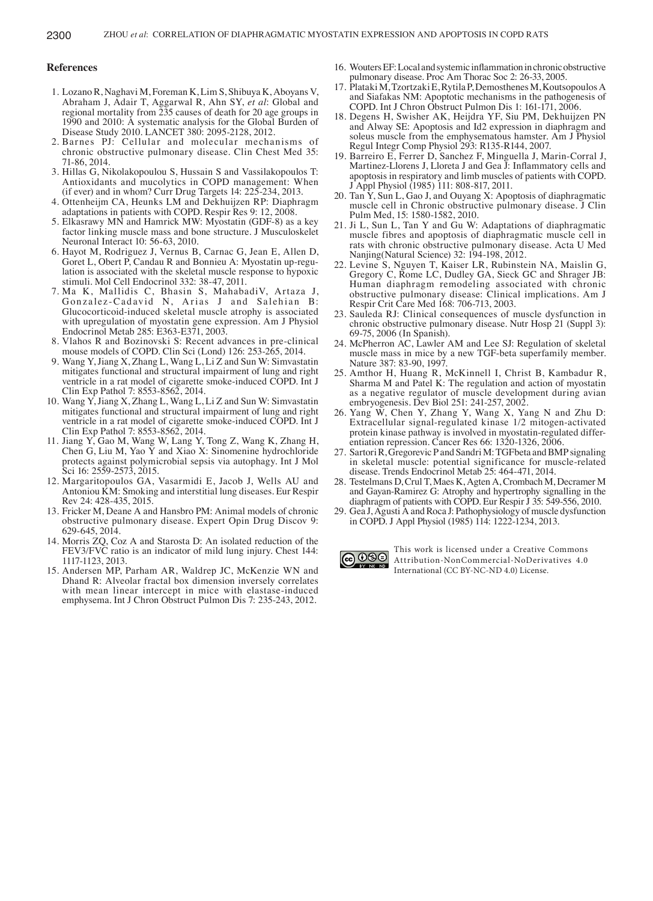## References

1. Lozano R, Naghavi M, Foreman K, Lim S, Shibuya K, Aboyans V, Abraham J, Adair T, Aggarwal R, Ahn SY, *et al*: Global and regional mortality from 235 causes of death for 20 age groups in 1990 and 2010: A systematic analysis for the Global Burden of Disease Study 2010. LANCET 380: 2095-2128, 2012.
2. Barnes PJ: Cellular and molecular mechanisms of chronic obstructive pulmonary disease. Clin Chest Med 35: 71-86, 2014.
3. Hillas G, Nikolakopoulou S, Hussain S and Vassilakopoulos T: Antioxidants and mucolytics in COPD management: When (if ever) and in whom? Curr Drug Targets 14: 225-234, 2013.
4. Ottenheijm CA, Heunks LM and Dekhuijzen RP: Diaphragm adaptations in patients with COPD. Respir Res 9: 12, 2008.
5. Elkasrawy MN and Hamrick MW: Myostatin (GDF-8) as a key factor linking muscle mass and bone structure. J Musculoskelet Neuronal Interact 10: 56-63, 2010.
6. Hayot M, Rodriguez J, Vernus B, Carnac G, Jean E, Allen D, Goret L, Obert P, Candau R and Bonnieu A: Myostatin up-regulation is associated with the skeletal muscle response to hypoxic stimuli. Mol Cell Endocrinol 332: 38-47, 2011.
7. Ma K, Mallidis C, Bhasin S, MahabadiV, Artaza J, Gonzalez-Cadavid N, Arias J and Salehian B: Glucocorticoid-induced skeletal muscle atrophy is associated with upregulation of myostatin gene expression. Am J Physiol Endocrinol Metab 285: E363-E371, 2003.
8. Vlahos R and Bozinovski S: Recent advances in pre-clinical mouse models of COPD. Clin Sci (Lond) 126: 253-265, 2014.
9. Wang Y, Jiang X, Zhang L, Wang L, Li Z and Sun W: Simvastatin mitigates functional and structural impairment of lung and right ventricle in a rat model of cigarette smoke-induced COPD. Int J Clin Exp Pathol 7: 8553-8562, 2014.
10. Wang Y, Jiang X, Zhang L, Wang L, Li Z and Sun W: Simvastatin mitigates functional and structural impairment of lung and right ventricle in a rat model of cigarette smoke-induced COPD. Int J Clin Exp Pathol 7: 8553-8562, 2014.
11. Jiang Y, Gao M, Wang W, Lang Y, Tong Z, Wang K, Zhang H, Chen G, Liu M, Yao Y and Xiao X: Sinomenine hydrochloride protects against polymicrobial sepsis via autophagy. Int J Mol Sci 16: 2559-2573, 2015.
12. Margaritopoulos GA, Vasarmidi E, Jacob J, Wells AU and Antoniou KM: Smoking and interstitial lung diseases. Eur Respir Rev 24: 428-435, 2015.
13. Fricker M, Deane A and Hansbro PM: Animal models of chronic obstructive pulmonary disease. Expert Opin Drug Discov 9: 629-645, 2014.
14. Morris ZQ, Coz A and Starosta D: An isolated reduction of the FEV3/FVC ratio is an indicator of mild lung injury. Chest 144: 1117-1123, 2013.
15. Andersen MP, Parham AR, Waldrep JC, McKenzie WN and Dhand R: Alveolar fractal box dimension inversely correlates with mean linear intercept in mice with elastase-induced emphysema. Int J Chron Obstruct Pulmon Dis 7: 235-243, 2012.
16. Wouters EF: Local and systemic inflammation in chronic obstructive pulmonary disease. Proc Am Thorac Soc 2: 26-33, 2005.
17. Plataki M, Tzortzaki E, Rytila P, Demosthenes M, Koutsopoulos A and Siafakas NM: Apoptotic mechanisms in the pathogenesis of COPD. Int J Chron Obstruct Pulmon Dis 1: 161-171, 2006.
18. Degens H, Swisher AK, Heijdra YF, Siu PM, Dekhuijzen PN and Alway SE: Apoptosis and Id2 expression in diaphragm and soleus muscle from the emphysematous hamster. Am J Physiol Regul Integr Comp Physiol 293: R135-R144, 2007.
19. Barreiro E, Ferrer D, Sanchez F, Minguella J, Marin-Corral J, Martinez-Llorens J, Lloreta J and Gea J: Inflammatory cells and apoptosis in respiratory and limb muscles of patients with COPD. J Appl Physiol (1985) 111: 808-817, 2011.
20. Tan Y, Sun L, Gao J, and Ouyang X: Apoptosis of diaphragmatic muscle cell in Chronic obstructive pulmonary disease. J Clin Pulm Med, 15: 1580-1582, 2010.
21. Ji L, Sun L, Tan Y and Gu W: Adaptations of diaphragmatic muscle fibres and apoptosis of diaphragmatic muscle cell in rats with chronic obstructive pulmonary disease. Acta U Med Nanjing(Natural Science) 32: 194-198, 2012.
22. Levine S, Nguyen T, Kaiser LR, Rubinstein NA, Maislin G, Gregory C, Rome LC, Dudley GA, Sieck GC and Shrager JB: Human diaphragm remodeling associated with chronic obstructive pulmonary disease: Clinical implications. Am J Respir Crit Care Med 168: 706-713, 2003.
23. Sauleda RJ: Clinical consequences of muscle dysfunction in chronic obstructive pulmonary disease. Nutr Hosp 21 (Suppl 3): 69-75, 2006 (In Spanish).
24. McPherron AC, Lawler AM and Lee SJ: Regulation of skeletal muscle mass in mice by a new TGF-beta superfamily member. Nature 387: 83-90, 1997.
25. Amthor H, Huang R, McKinnell I, Christ B, Kambadur R, Sharma M and Patel K: The regulation and action of myostatin as a negative regulator of muscle development during avian embryogenesis. Dev Biol 251: 241-257, 2002.
26. Yang W, Chen Y, Zhang Y, Wang X, Yang N and Zhu D: Extracellular signal-regulated kinase 1/2 mitogen-activated protein kinase pathway is involved in myostatin-regulated differentiation repression. Cancer Res 66: 1320-1326, 2006.
27. Sartori R, Gregorevic P and Sandri M: TGFbeta and BMP signaling in skeletal muscle: potential significance for muscle-related disease. Trends Endocrinol Metab 25: 464-471, 2014.
28. Testelmans D, Crul T, Maes K, Agten A, Crombach M, Decramer M and Gayan-Ramirez G: Atrophy and hypertrophy signalling in the diaphragm of patients with COPD. Eur Respir J 35: 549-556, 2010.
29. Gea J, Agusti A and Roca J: Pathophysiology of muscle dysfunction in COPD. J Appl Physiol (1985) 114: 1222-1234, 2013.

This work is licensed under a Creative Commons Attribution-NonCommercial-NoDerivatives 4.0 International (CC BY-NC-ND 4.0) License.